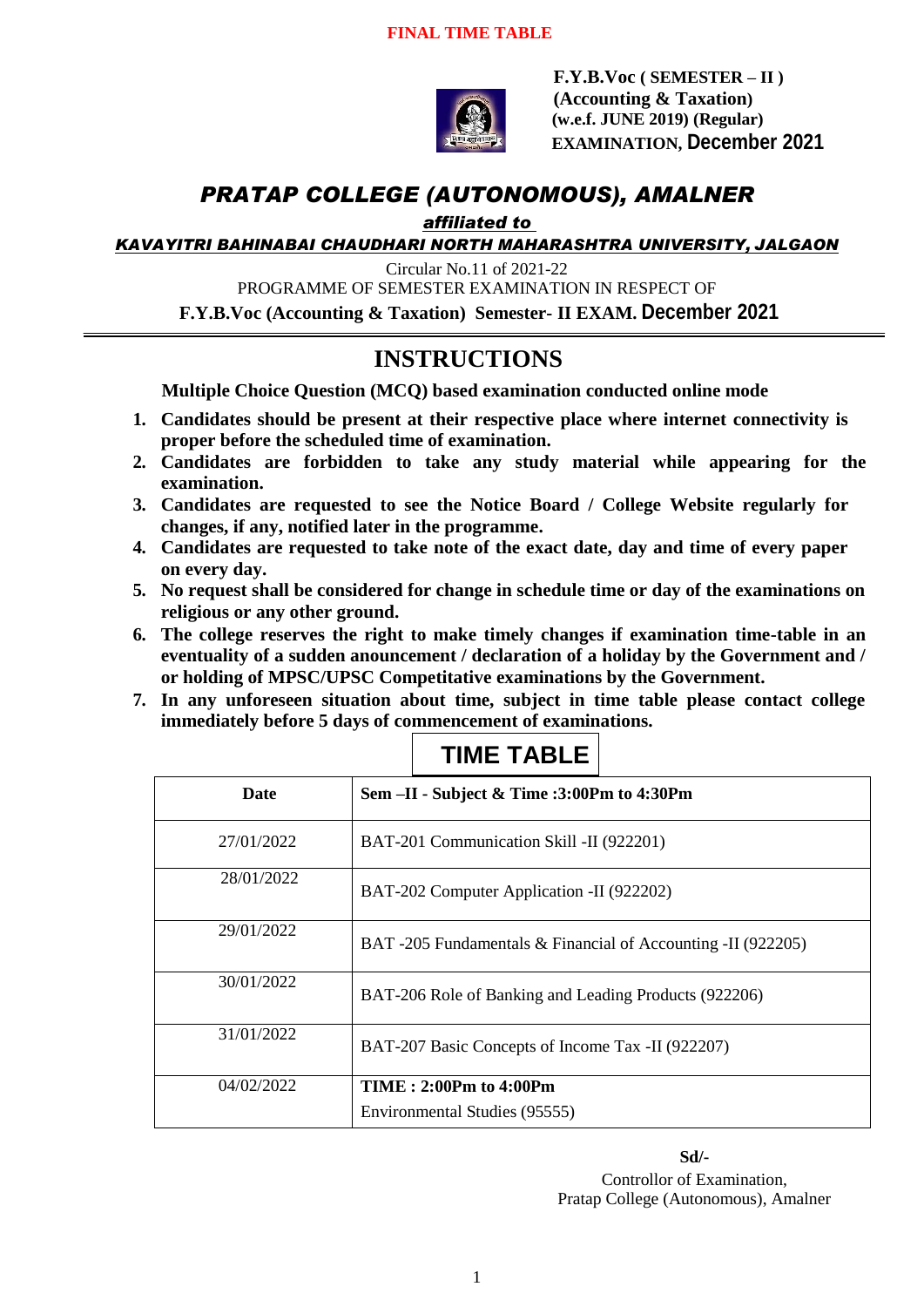**FINAL TIME TABLE**

**F.Y.B.Voc ( SEMESTER – II )**
**(Accounting & Taxation)**
**(w.e.f. JUNE 2019) (Regular)**
**EXAMINATION, December 2021**

# *PRATAP COLLEGE (AUTONOMOUS), AMALNER*

***affiliated to***

***KAVAYITRI BAHINABAI CHAUDHARI NORTH MAHARASHTRA UNIVERSITY, JALGAON***

Circular No.11 of 2021-22

PROGRAMME OF SEMESTER EXAMINATION IN RESPECT OF

**F.Y.B.Voc (Accounting & Taxation) Semester- II EXAM. December 2021**

## INSTRUCTIONS

**Multiple Choice Question (MCQ) based examination conducted online mode**

1. **Candidates should be present at their respective place where internet connectivity is proper before the scheduled time of examination.**
2. **Candidates are forbidden to take any study material while appearing for the examination.**
3. **Candidates are requested to see the Notice Board / College Website regularly for changes, if any, notified later in the programme.**
4. **Candidates are requested to take note of the exact date, day and time of every paper on every day.**
5. **No request shall be considered for change in schedule time or day of the examinations on religious or any other ground.**
6. **The college reserves the right to make timely changes if examination time-table in an eventuality of a sudden anouncement / declaration of a holiday by the Government and / or holding of MPSC/UPSC Competitative examinations by the Government.**
7. **In any unforeseen situation about time, subject in time table please contact college immediately before 5 days of commencement of examinations.**

## TIME TABLE

| Date | Sem –II - Subject & Time :3:00Pm to 4:30Pm |
|---|---|
| 27/01/2022 | BAT-201 Communication Skill -II (922201) |
| 28/01/2022 | BAT-202 Computer Application -II (922202) |
| 29/01/2022 | BAT -205 Fundamentals & Financial of Accounting -II (922205) |
| 30/01/2022 | BAT-206 Role of Banking and Leading Products (922206) |
| 31/01/2022 | BAT-207 Basic Concepts of Income Tax -II (922207) |
| 04/02/2022 | **TIME : 2:00Pm to 4:00Pm** Environmental Studies (95555) |

**Sd/-**

Controllor of Examination,
Pratap College (Autonomous), Amalner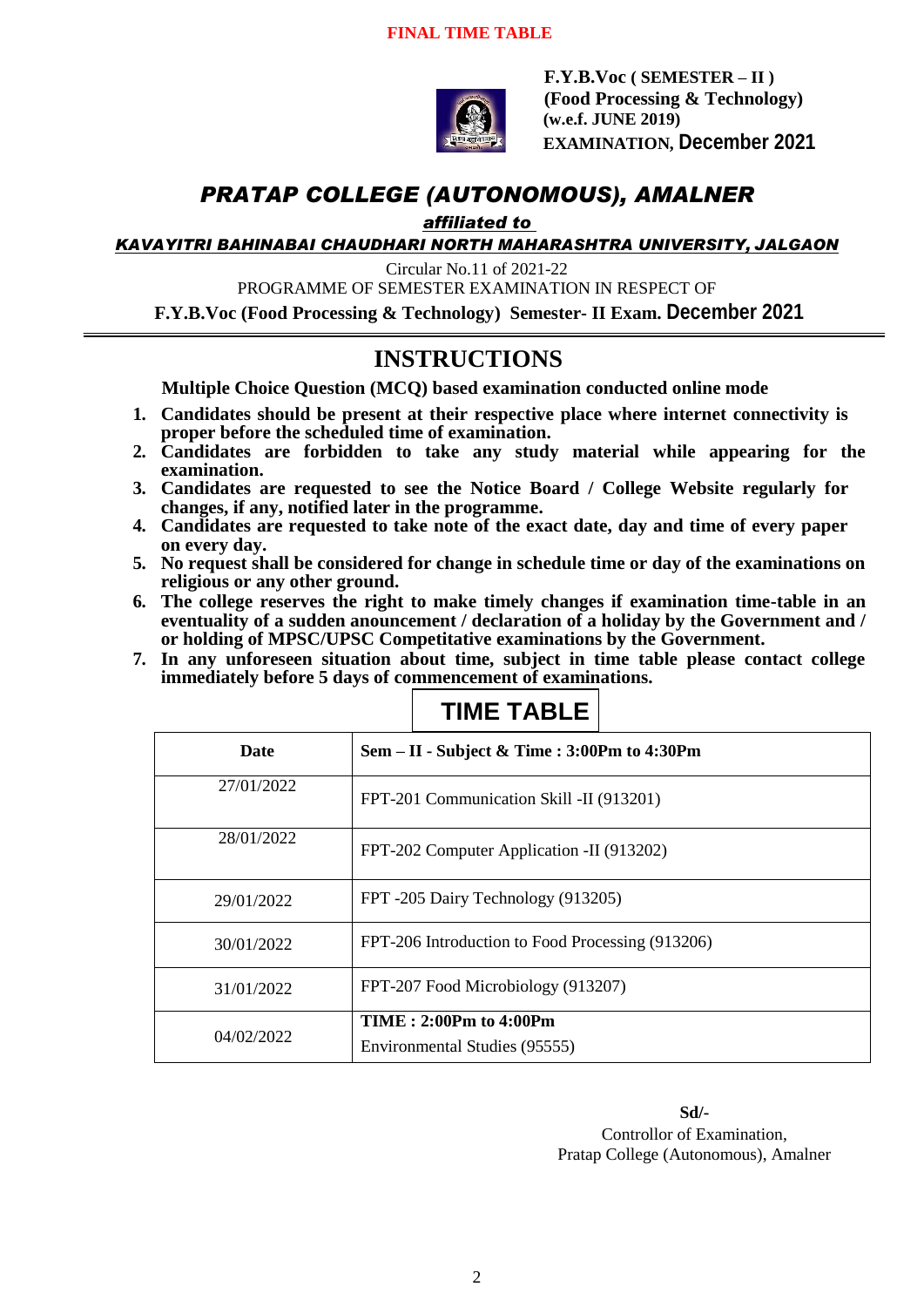**FINAL TIME TABLE**

**F.Y.B.Voc ( SEMESTER – II )**
**(Food Processing & Technology)**
**(w.e.f. JUNE 2019)**
**EXAMINATION, December 2021**

# *PRATAP COLLEGE (AUTONOMOUS), AMALNER*

***affiliated to***

***KAVAYITRI BAHINABAI CHAUDHARI NORTH MAHARASHTRA UNIVERSITY, JALGAON***

Circular No.11 of 2021-22

PROGRAMME OF SEMESTER EXAMINATION IN RESPECT OF

**F.Y.B.Voc (Food Processing & Technology) Semester- II Exam. December 2021**

## INSTRUCTIONS

**Multiple Choice Question (MCQ) based examination conducted online mode**

1. **Candidates should be present at their respective place where internet connectivity is proper before the scheduled time of examination.**
2. **Candidates are forbidden to take any study material while appearing for the examination.**
3. **Candidates are requested to see the Notice Board / College Website regularly for changes, if any, notified later in the programme.**
4. **Candidates are requested to take note of the exact date, day and time of every paper on every day.**
5. **No request shall be considered for change in schedule time or day of the examinations on religious or any other ground.**
6. **The college reserves the right to make timely changes if examination time-table in an eventuality of a sudden anouncement / declaration of a holiday by the Government and / or holding of MPSC/UPSC Competitative examinations by the Government.**
7. **In any unforeseen situation about time, subject in time table please contact college immediately before 5 days of commencement of examinations.**

## TIME TABLE

| Date | Sem – II - Subject & Time : 3:00Pm to 4:30Pm |
|---|---|
| 27/01/2022 | FPT-201 Communication Skill -II (913201) |
| 28/01/2022 | FPT-202 Computer Application -II (913202) |
| 29/01/2022 | FPT -205 Dairy Technology (913205) |
| 30/01/2022 | FPT-206 Introduction to Food Processing (913206) |
| 31/01/2022 | FPT-207 Food Microbiology (913207) |
| 04/02/2022 | **TIME : 2:00Pm to 4:00Pm** Environmental Studies (95555) |

**Sd/-**
Controllor of Examination,
Pratap College (Autonomous), Amalner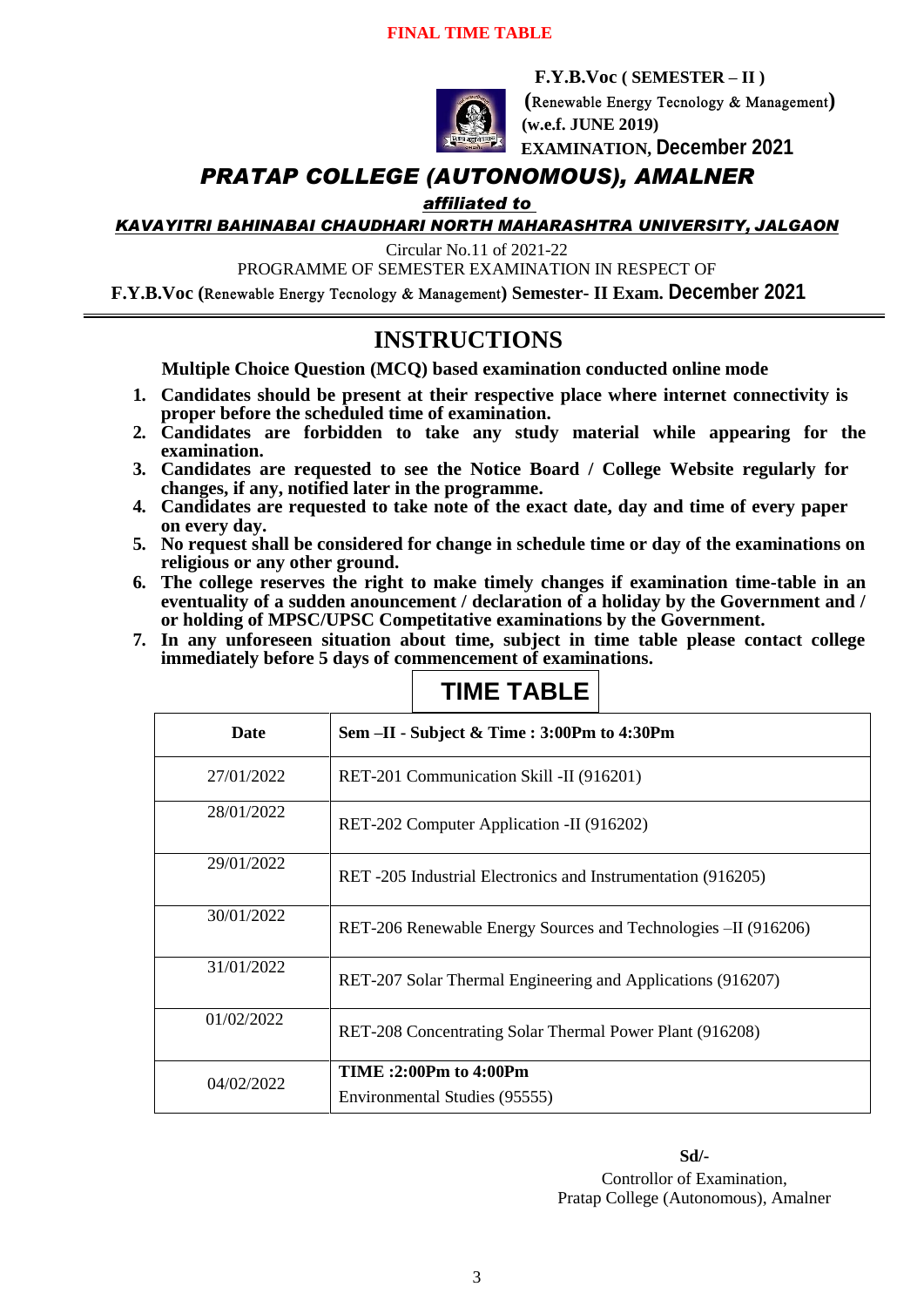**FINAL TIME TABLE**

**F.Y.B.Voc ( SEMESTER – II )**

**(**Renewable Energy Tecnology & Management**)**

**(w.e.f. JUNE 2019)**

**EXAMINATION, December 2021**

# *PRATAP COLLEGE (AUTONOMOUS), AMALNER*

***affiliated to***

***KAVAYITRI BAHINABAI CHAUDHARI NORTH MAHARASHTRA UNIVERSITY, JALGAON***

Circular No.11 of 2021-22

PROGRAMME OF SEMESTER EXAMINATION IN RESPECT OF

**F.Y.B.Voc (**Renewable Energy Tecnology & Management**) Semester- II Exam. December 2021**

## INSTRUCTIONS

**Multiple Choice Question (MCQ) based examination conducted online mode**

1. **Candidates should be present at their respective place where internet connectivity is proper before the scheduled time of examination.**
2. **Candidates are forbidden to take any study material while appearing for the examination.**
3. **Candidates are requested to see the Notice Board / College Website regularly for changes, if any, notified later in the programme.**
4. **Candidates are requested to take note of the exact date, day and time of every paper on every day.**
5. **No request shall be considered for change in schedule time or day of the examinations on religious or any other ground.**
6. **The college reserves the right to make timely changes if examination time-table in an eventuality of a sudden anouncement / declaration of a holiday by the Government and / or holding of MPSC/UPSC Competitative examinations by the Government.**
7. **In any unforeseen situation about time, subject in time table please contact college immediately before 5 days of commencement of examinations.**

## TIME TABLE

| Date | Sem –II - Subject & Time : 3:00Pm to 4:30Pm |
|---|---|
| 27/01/2022 | RET-201 Communication Skill -II (916201) |
| 28/01/2022 | RET-202 Computer Application -II (916202) |
| 29/01/2022 | RET -205 Industrial Electronics and Instrumentation (916205) |
| 30/01/2022 | RET-206 Renewable Energy Sources and Technologies –II (916206) |
| 31/01/2022 | RET-207 Solar Thermal Engineering and Applications (916207) |
| 01/02/2022 | RET-208 Concentrating Solar Thermal Power Plant (916208) |
| 04/02/2022 | **TIME :2:00Pm to 4:00Pm** Environmental Studies (95555) |

**Sd/-**

Controllor of Examination,
Pratap College (Autonomous), Amalner